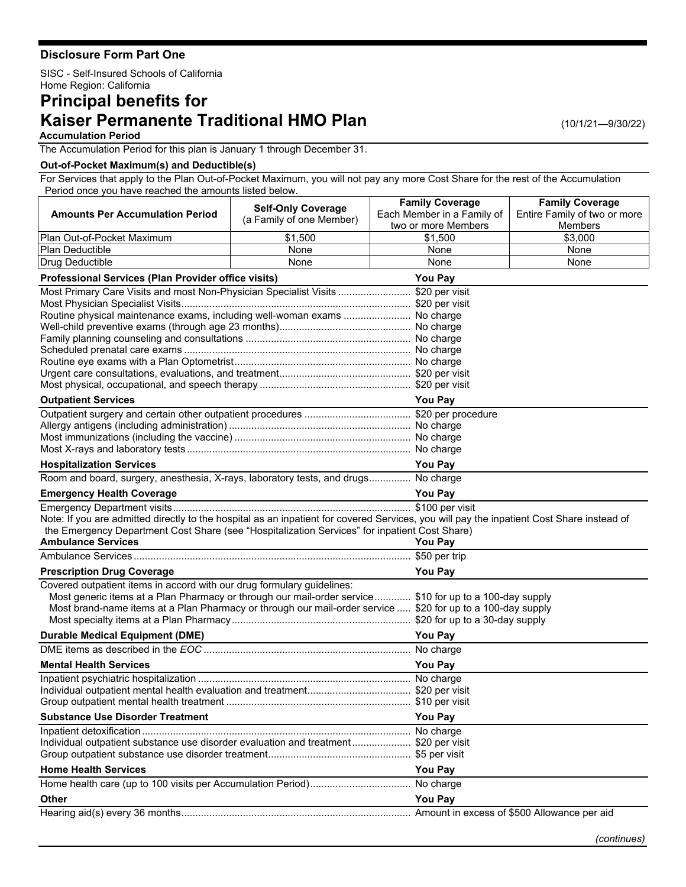**Disclosure Form Part One**

SISC - Self-Insured Schools of California
Home Region: California

# Principal benefits for Kaiser Permanente Traditional HMO Plan

(10/1/21—9/30/22)

**Accumulation Period**

The Accumulation Period for this plan is January 1 through December 31.

**Out-of-Pocket Maximum(s) and Deductible(s)**

For Services that apply to the Plan Out-of-Pocket Maximum, you will not pay any more Cost Share for the rest of the Accumulation Period once you have reached the amounts listed below.

| Amounts Per Accumulation Period | Self-Only Coverage (a Family of one Member) | Family Coverage Each Member in a Family of two or more Members | Family Coverage Entire Family of two or more Members |
|---|---|---|---|
| Plan Out-of-Pocket Maximum | $1,500 | $1,500 | $3,000 |
| Plan Deductible | None | None | None |
| Drug Deductible | None | None | None |

| Professional Services (Plan Provider office visits) | You Pay |
|---|---|
| Most Primary Care Visits and most Non-Physician Specialist Visits | $20 per visit |
| Most Physician Specialist Visits | $20 per visit |
| Routine physical maintenance exams, including well-woman exams | No charge |
| Well-child preventive exams (through age 23 months) | No charge |
| Family planning counseling and consultations | No charge |
| Scheduled prenatal care exams | No charge |
| Routine eye exams with a Plan Optometrist | No charge |
| Urgent care consultations, evaluations, and treatment | $20 per visit |
| Most physical, occupational, and speech therapy | $20 per visit |

| Outpatient Services | You Pay |
|---|---|
| Outpatient surgery and certain other outpatient procedures | $20 per procedure |
| Allergy antigens (including administration) | No charge |
| Most immunizations (including the vaccine) | No charge |
| Most X-rays and laboratory tests | No charge |

| Hospitalization Services | You Pay |
|---|---|
| Room and board, surgery, anesthesia, X-rays, laboratory tests, and drugs | No charge |

| Emergency Health Coverage | You Pay |
|---|---|
| Emergency Department visits | $100 per visit |

Note: If you are admitted directly to the hospital as an inpatient for covered Services, you will pay the inpatient Cost Share instead of the Emergency Department Cost Share (see "Hospitalization Services" for inpatient Cost Share)

| Ambulance Services | You Pay |
|---|---|
| Ambulance Services | $50 per trip |

| Prescription Drug Coverage | You Pay |
|---|---|
| Covered outpatient items in accord with our drug formulary guidelines: | |
| Most generic items at a Plan Pharmacy or through our mail-order service | $10 for up to a 100-day supply |
| Most brand-name items at a Plan Pharmacy or through our mail-order service | $20 for up to a 100-day supply |
| Most specialty items at a Plan Pharmacy | $20 for up to a 30-day supply |

| Durable Medical Equipment (DME) | You Pay |
|---|---|
| DME items as described in the *EOC* | No charge |

| Mental Health Services | You Pay |
|---|---|
| Inpatient psychiatric hospitalization | No charge |
| Individual outpatient mental health evaluation and treatment | $20 per visit |
| Group outpatient mental health treatment | $10 per visit |

| Substance Use Disorder Treatment | You Pay |
|---|---|
| Inpatient detoxification | No charge |
| Individual outpatient substance use disorder evaluation and treatment | $20 per visit |
| Group outpatient substance use disorder treatment | $5 per visit |

| Home Health Services | You Pay |
|---|---|
| Home health care (up to 100 visits per Accumulation Period) | No charge |

| Other | You Pay |
|---|---|
| Hearing aid(s) every 36 months | Amount in excess of $500 Allowance per aid |

*(continues)*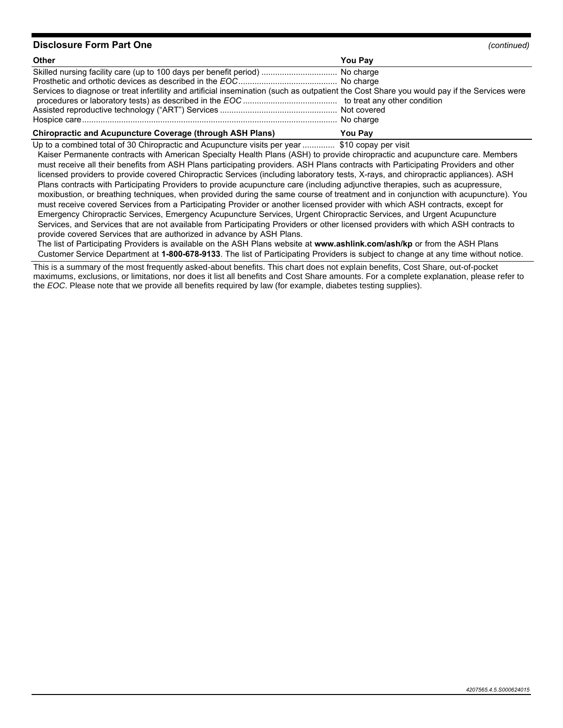## Disclosure Form Part One *(continued)*

| Other | You Pay |
|---|---|
| Skilled nursing facility care (up to 100 days per benefit period) | No charge |
| Prosthetic and orthotic devices as described in the *EOC* | No charge |
| Services to diagnose or treat infertility and artificial insemination (such as outpatient procedures or laboratory tests) as described in the *EOC* | the Cost Share you would pay if the Services were to treat any other condition |
| Assisted reproductive technology ("ART") Services | Not covered |
| Hospice care | No charge |

| Chiropractic and Acupuncture Coverage (through ASH Plans) | You Pay |
|---|---|
| Up to a combined total of 30 Chiropractic and Acupuncture visits per year | $10 copay per visit |

Kaiser Permanente contracts with American Specialty Health Plans (ASH) to provide chiropractic and acupuncture care. Members must receive all their benefits from ASH Plans participating providers. ASH Plans contracts with Participating Providers and other licensed providers to provide covered Chiropractic Services (including laboratory tests, X-rays, and chiropractic appliances). ASH Plans contracts with Participating Providers to provide acupuncture care (including adjunctive therapies, such as acupressure, moxibustion, or breathing techniques, when provided during the same course of treatment and in conjunction with acupuncture). You must receive covered Services from a Participating Provider or another licensed provider with which ASH contracts, except for Emergency Chiropractic Services, Emergency Acupuncture Services, Urgent Chiropractic Services, and Urgent Acupuncture Services, and Services that are not available from Participating Providers or other licensed providers with which ASH contracts to provide covered Services that are authorized in advance by ASH Plans.

The list of Participating Providers is available on the ASH Plans website at **www.ashlink.com/ash/kp** or from the ASH Plans Customer Service Department at **1-800-678-9133**. The list of Participating Providers is subject to change at any time without notice.

This is a summary of the most frequently asked-about benefits. This chart does not explain benefits, Cost Share, out-of-pocket maximums, exclusions, or limitations, nor does it list all benefits and Cost Share amounts. For a complete explanation, please refer to the *EOC*. Please note that we provide all benefits required by law (for example, diabetes testing supplies).

*4207565.4.5.S000624015*